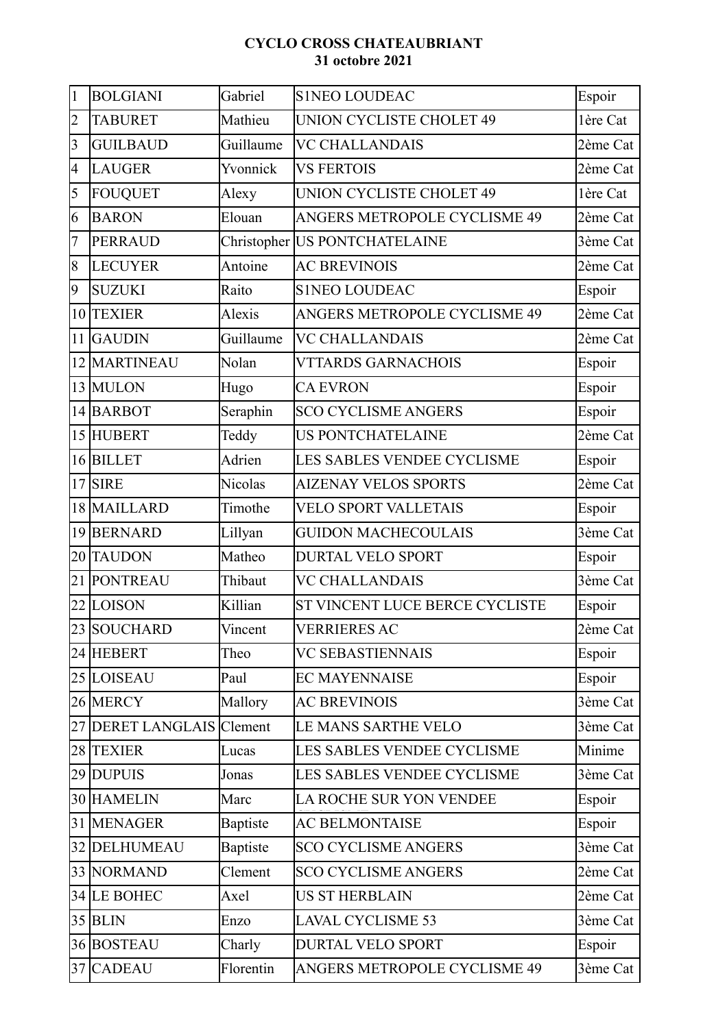**CYCLO CROSS CHATEAUBRIANT**
**31 octobre 2021**

| | | | | |
|---|---|---|---|---|
| 1 | BOLGIANI | Gabriel | S1NEO LOUDEAC | Espoir |
| 2 | TABURET | Mathieu | UNION CYCLISTE CHOLET 49 | 1ère Cat |
| 3 | GUILBAUD | Guillaume | VC CHALLANDAIS | 2ème Cat |
| 4 | LAUGER | Yvonnick | VS FERTOIS | 2ème Cat |
| 5 | FOUQUET | Alexy | UNION CYCLISTE CHOLET 49 | 1ère Cat |
| 6 | BARON | Elouan | ANGERS METROPOLE CYCLISME 49 | 2ème Cat |
| 7 | PERRAUD | Christopher | US PONTCHATELAINE | 3ème Cat |
| 8 | LECUYER | Antoine | AC BREVINOIS | 2ème Cat |
| 9 | SUZUKI | Raito | S1NEO LOUDEAC | Espoir |
| 10 | TEXIER | Alexis | ANGERS METROPOLE CYCLISME 49 | 2ème Cat |
| 11 | GAUDIN | Guillaume | VC CHALLANDAIS | 2ème Cat |
| 12 | MARTINEAU | Nolan | VTTARDS GARNACHOIS | Espoir |
| 13 | MULON | Hugo | CA EVRON | Espoir |
| 14 | BARBOT | Seraphin | SCO CYCLISME ANGERS | Espoir |
| 15 | HUBERT | Teddy | US PONTCHATELAINE | 2ème Cat |
| 16 | BILLET | Adrien | LES SABLES VENDEE CYCLISME | Espoir |
| 17 | SIRE | Nicolas | AIZENAY VELOS SPORTS | 2ème Cat |
| 18 | MAILLARD | Timothe | VELO SPORT VALLETAIS | Espoir |
| 19 | BERNARD | Lillyan | GUIDON MACHECOULAIS | 3ème Cat |
| 20 | TAUDON | Matheo | DURTAL VELO SPORT | Espoir |
| 21 | PONTREAU | Thibaut | VC CHALLANDAIS | 3ème Cat |
| 22 | LOISON | Killian | ST VINCENT LUCE BERCE CYCLISTE | Espoir |
| 23 | SOUCHARD | Vincent | VERRIERES AC | 2ème Cat |
| 24 | HEBERT | Theo | VC SEBASTIENNAIS | Espoir |
| 25 | LOISEAU | Paul | EC MAYENNAISE | Espoir |
| 26 | MERCY | Mallory | AC BREVINOIS | 3ème Cat |
| 27 | DERET LANGLAIS | Clement | LE MANS SARTHE VELO | 3ème Cat |
| 28 | TEXIER | Lucas | LES SABLES VENDEE CYCLISME | Minime |
| 29 | DUPUIS | Jonas | LES SABLES VENDEE CYCLISME | 3ème Cat |
| 30 | HAMELIN | Marc | LA ROCHE SUR YON VENDEE | Espoir |
| 31 | MENAGER | Baptiste | AC BELMONTAISE | Espoir |
| 32 | DELHUMEAU | Baptiste | SCO CYCLISME ANGERS | 3ème Cat |
| 33 | NORMAND | Clement | SCO CYCLISME ANGERS | 2ème Cat |
| 34 | LE BOHEC | Axel | US ST HERBLAIN | 2ème Cat |
| 35 | BLIN | Enzo | LAVAL CYCLISME 53 | 3ème Cat |
| 36 | BOSTEAU | Charly | DURTAL VELO SPORT | Espoir |
| 37 | CADEAU | Florentin | ANGERS METROPOLE CYCLISME 49 | 3ème Cat |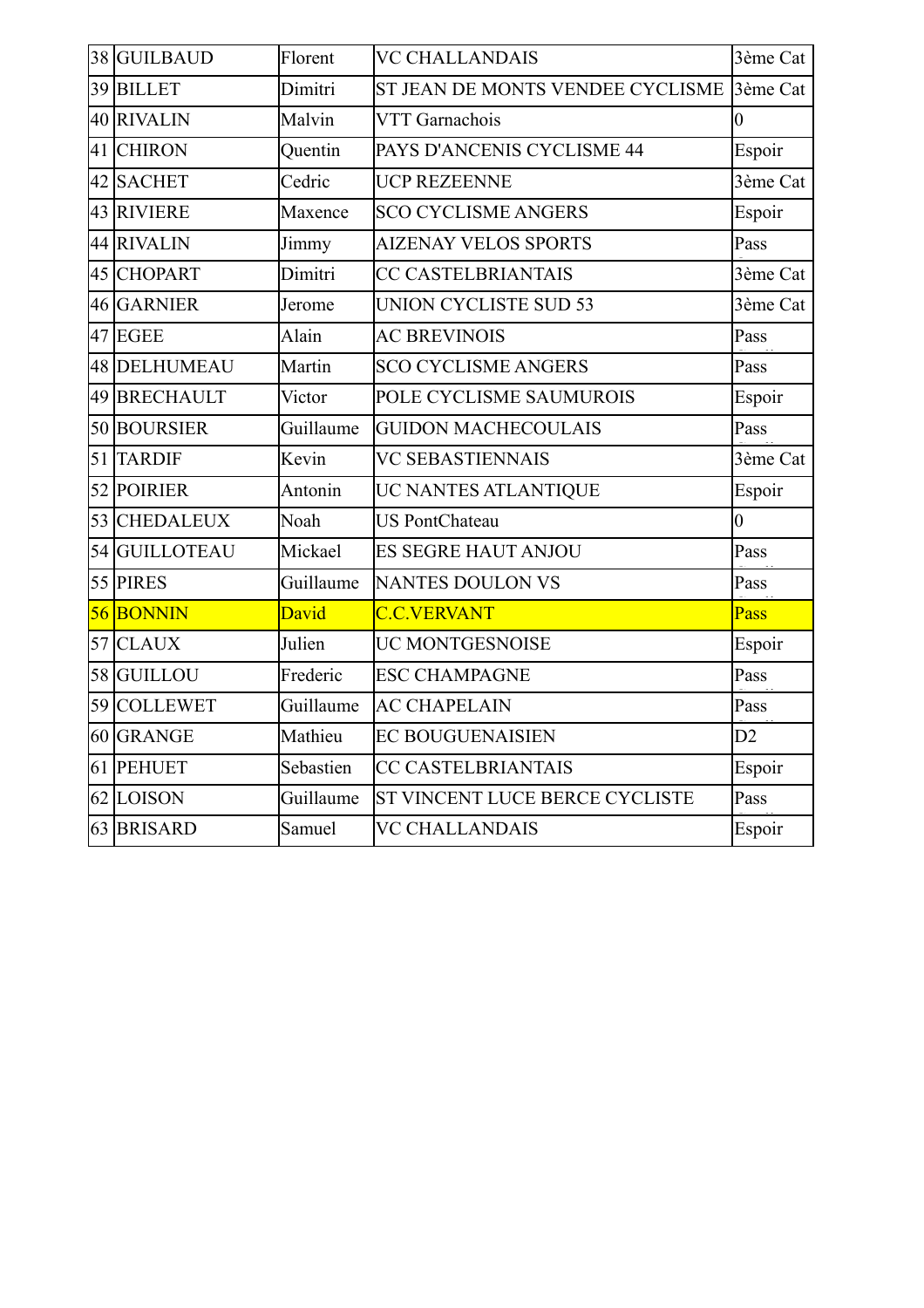| | | | | |
|---|---|---|---|---|
| 38 | GUILBAUD | Florent | VC CHALLANDAIS | 3ème Cat |
| 39 | BILLET | Dimitri | ST JEAN DE MONTS VENDEE CYCLISME | 3ème Cat |
| 40 | RIVALIN | Malvin | VTT Garnachois | 0 |
| 41 | CHIRON | Quentin | PAYS D'ANCENIS CYCLISME 44 | Espoir |
| 42 | SACHET | Cedric | UCP REZEENNE | 3ème Cat |
| 43 | RIVIERE | Maxence | SCO CYCLISME ANGERS | Espoir |
| 44 | RIVALIN | Jimmy | AIZENAY VELOS SPORTS | Pass |
| 45 | CHOPART | Dimitri | CC CASTELBRIANTAIS | 3ème Cat |
| 46 | GARNIER | Jerome | UNION CYCLISTE SUD 53 | 3ème Cat |
| 47 | EGEE | Alain | AC BREVINOIS | Pass |
| 48 | DELHUMEAU | Martin | SCO CYCLISME ANGERS | Pass |
| 49 | BRECHAULT | Victor | POLE CYCLISME SAUMUROIS | Espoir |
| 50 | BOURSIER | Guillaume | GUIDON MACHECOULAIS | Pass |
| 51 | TARDIF | Kevin | VC SEBASTIENNAIS | 3ème Cat |
| 52 | POIRIER | Antonin | UC NANTES ATLANTIQUE | Espoir |
| 53 | CHEDALEUX | Noah | US PontChateau | 0 |
| 54 | GUILLOTEAU | Mickael | ES SEGRE HAUT ANJOU | Pass |
| 55 | PIRES | Guillaume | NANTES DOULON VS | Pass |
| 56 | BONNIN | David | C.C.VERVANT | Pass |
| 57 | CLAUX | Julien | UC MONTGESNOISE | Espoir |
| 58 | GUILLOU | Frederic | ESC CHAMPAGNE | Pass |
| 59 | COLLEWET | Guillaume | AC CHAPELAIN | Pass |
| 60 | GRANGE | Mathieu | EC BOUGUENAISIEN | D2 |
| 61 | PEHUET | Sebastien | CC CASTELBRIANTAIS | Espoir |
| 62 | LOISON | Guillaume | ST VINCENT LUCE BERCE CYCLISTE | Pass |
| 63 | BRISARD | Samuel | VC CHALLANDAIS | Espoir |